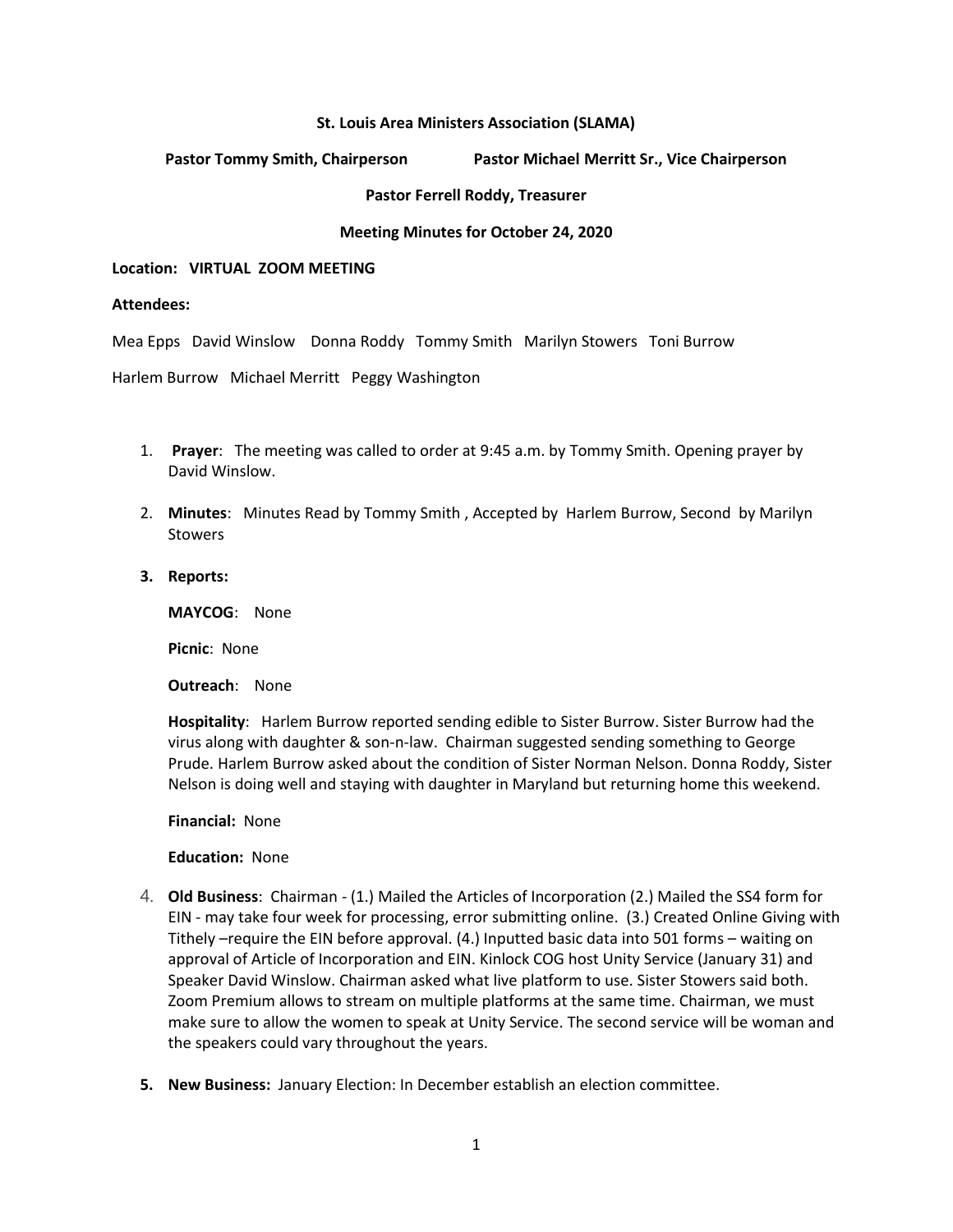**St. Louis Area Ministers Association (SLAMA)**

**Pastor Tommy Smith, Chairperson** **Pastor Michael Merritt Sr., Vice Chairperson**

**Pastor Ferrell Roddy, Treasurer**

**Meeting Minutes for October 24, 2020**

**Location: VIRTUAL ZOOM MEETING**

**Attendees:**

Mea Epps David Winslow Donna Roddy Tommy Smith Marilyn Stowers Toni Burrow

Harlem Burrow Michael Merritt Peggy Washington

1. **Prayer**: The meeting was called to order at 9:45 a.m. by Tommy Smith. Opening prayer by David Winslow.

2. **Minutes**: Minutes Read by Tommy Smith , Accepted by Harlem Burrow, Second by Marilyn Stowers

3. **Reports:**

   **MAYCOG**: None

   **Picnic**: None

   **Outreach**: None

   **Hospitality**: Harlem Burrow reported sending edible to Sister Burrow. Sister Burrow had the virus along with daughter & son-n-law. Chairman suggested sending something to George Prude. Harlem Burrow asked about the condition of Sister Norman Nelson. Donna Roddy, Sister Nelson is doing well and staying with daughter in Maryland but returning home this weekend.

   **Financial:** None

   **Education:** None

4. **Old Business**: Chairman - (1.) Mailed the Articles of Incorporation (2.) Mailed the SS4 form for EIN - may take four week for processing, error submitting online. (3.) Created Online Giving with Tithely –require the EIN before approval. (4.) Inputted basic data into 501 forms – waiting on approval of Article of Incorporation and EIN. Kinlock COG host Unity Service (January 31) and Speaker David Winslow. Chairman asked what live platform to use. Sister Stowers said both. Zoom Premium allows to stream on multiple platforms at the same time. Chairman, we must make sure to allow the women to speak at Unity Service. The second service will be woman and the speakers could vary throughout the years.

5. **New Business:** January Election: In December establish an election committee.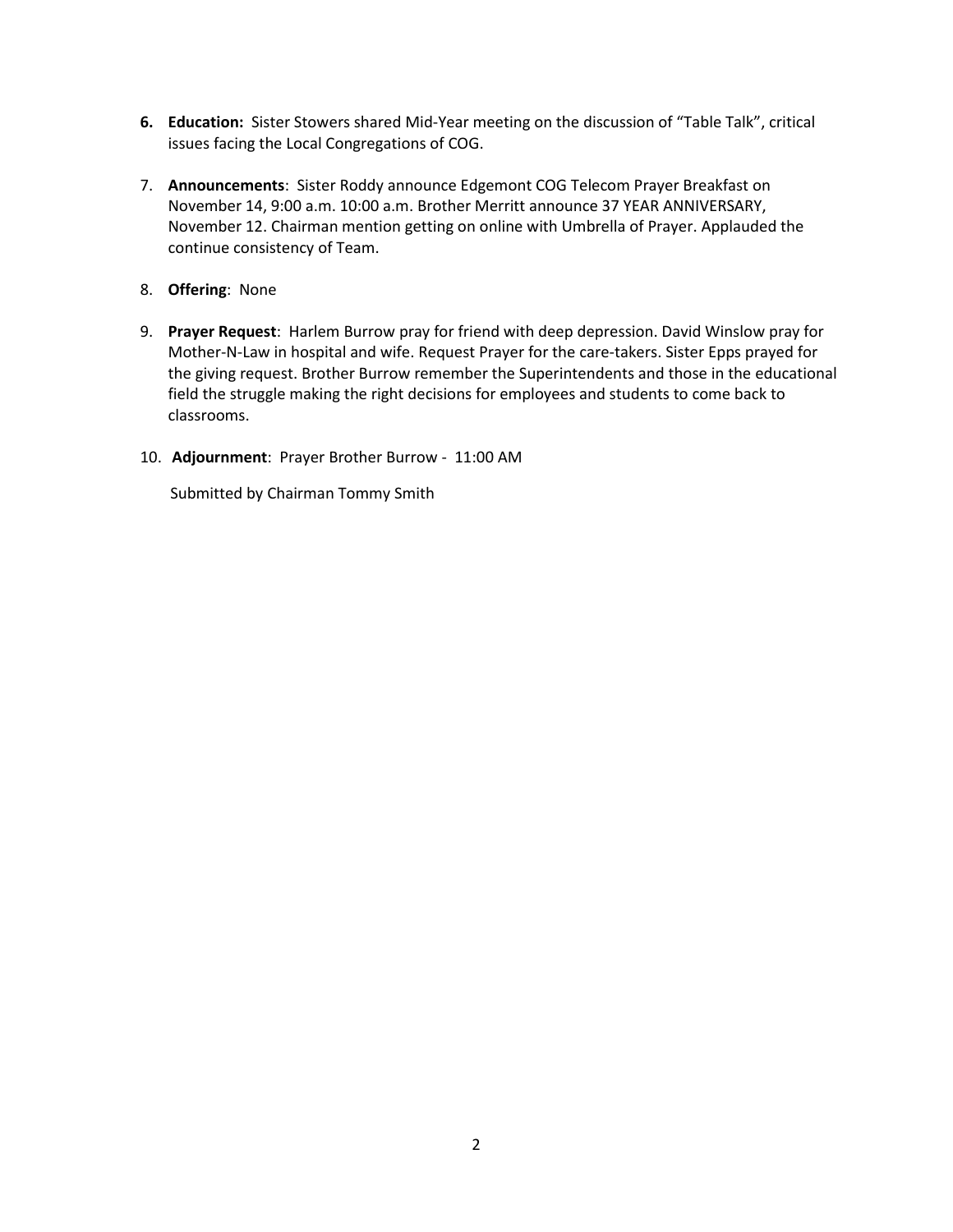6. **Education:** Sister Stowers shared Mid-Year meeting on the discussion of "Table Talk", critical issues facing the Local Congregations of COG.

7. **Announcements**: Sister Roddy announce Edgemont COG Telecom Prayer Breakfast on November 14, 9:00 a.m. 10:00 a.m. Brother Merritt announce 37 YEAR ANNIVERSARY, November 12. Chairman mention getting on online with Umbrella of Prayer. Applauded the continue consistency of Team.

8. **Offering**: None

9. **Prayer Request**: Harlem Burrow pray for friend with deep depression. David Winslow pray for Mother-N-Law in hospital and wife. Request Prayer for the care-takers. Sister Epps prayed for the giving request. Brother Burrow remember the Superintendents and those in the educational field the struggle making the right decisions for employees and students to come back to classrooms.

10. **Adjournment**: Prayer Brother Burrow - 11:00 AM

Submitted by Chairman Tommy Smith